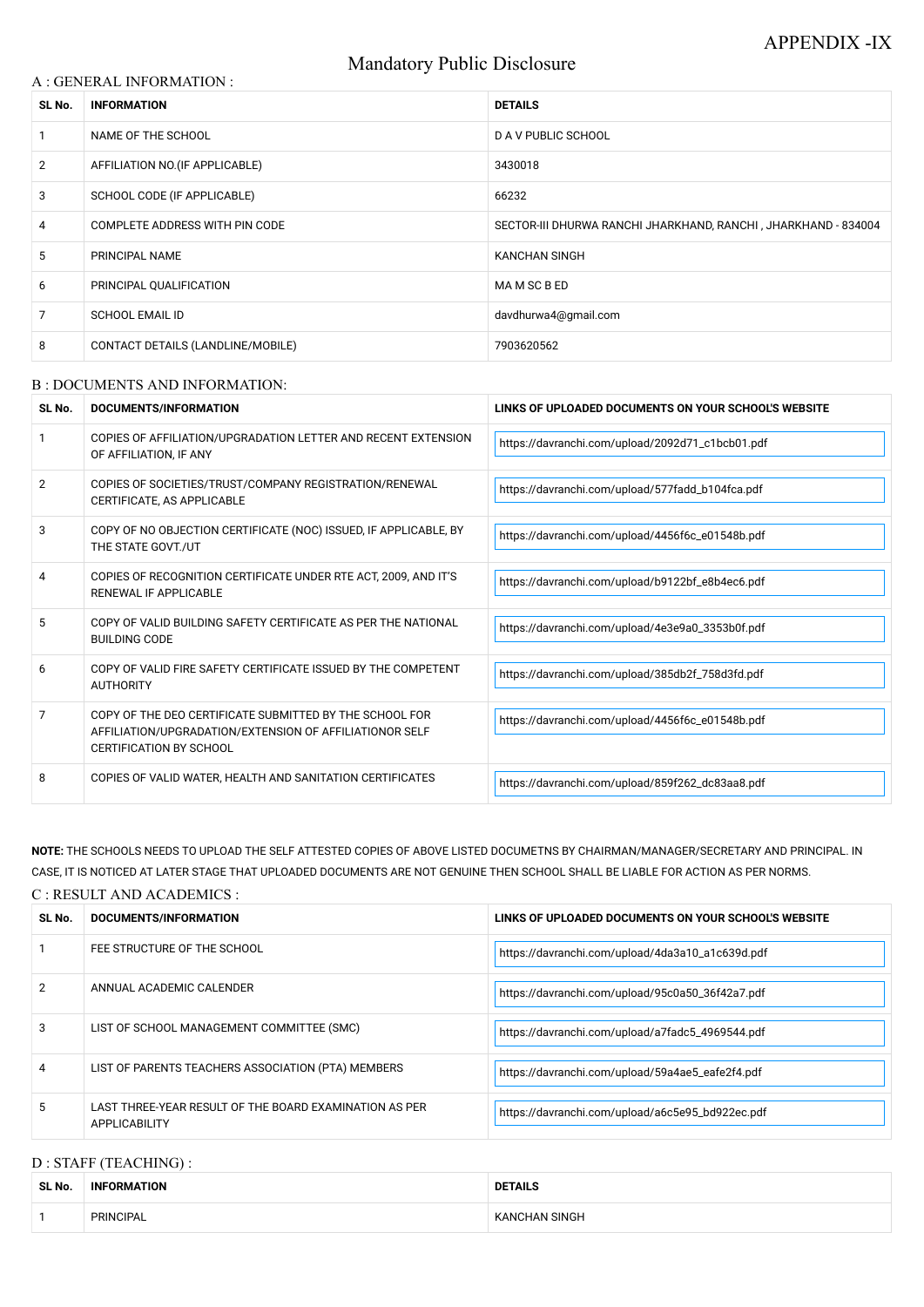APPENDIX -IX

# Mandatory Public Disclosure

## A : GENERAL INFORMATION :

| SL No. | INFORMATION | DETAILS |
|---|---|---|
| 1 | NAME OF THE SCHOOL | D A V PUBLIC SCHOOL |
| 2 | AFFILIATION NO.(IF APPLICABLE) | 3430018 |
| 3 | SCHOOL CODE (IF APPLICABLE) | 66232 |
| 4 | COMPLETE ADDRESS WITH PIN CODE | SECTOR-III DHURWA RANCHI JHARKHAND, RANCHI , JHARKHAND - 834004 |
| 5 | PRINCIPAL NAME | KANCHAN SINGH |
| 6 | PRINCIPAL QUALIFICATION | MA M SC B ED |
| 7 | SCHOOL EMAIL ID | davdhurwa4@gmail.com |
| 8 | CONTACT DETAILS (LANDLINE/MOBILE) | 7903620562 |

## B : DOCUMENTS AND INFORMATION:

| SL No. | DOCUMENTS/INFORMATION | LINKS OF UPLOADED DOCUMENTS ON YOUR SCHOOL'S WEBSITE |
|---|---|---|
| 1 | COPIES OF AFFILIATION/UPGRADATION LETTER AND RECENT EXTENSION OF AFFILIATION, IF ANY | https://davranchi.com/upload/2092d71_c1bcb01.pdf |
| 2 | COPIES OF SOCIETIES/TRUST/COMPANY REGISTRATION/RENEWAL CERTIFICATE, AS APPLICABLE | https://davranchi.com/upload/577fadd_b104fca.pdf |
| 3 | COPY OF NO OBJECTION CERTIFICATE (NOC) ISSUED, IF APPLICABLE, BY THE STATE GOVT./UT | https://davranchi.com/upload/4456f6c_e01548b.pdf |
| 4 | COPIES OF RECOGNITION CERTIFICATE UNDER RTE ACT, 2009, AND IT'S RENEWAL IF APPLICABLE | https://davranchi.com/upload/b9122bf_e8b4ec6.pdf |
| 5 | COPY OF VALID BUILDING SAFETY CERTIFICATE AS PER THE NATIONAL BUILDING CODE | https://davranchi.com/upload/4e3e9a0_3353b0f.pdf |
| 6 | COPY OF VALID FIRE SAFETY CERTIFICATE ISSUED BY THE COMPETENT AUTHORITY | https://davranchi.com/upload/385db2f_758d3fd.pdf |
| 7 | COPY OF THE DEO CERTIFICATE SUBMITTED BY THE SCHOOL FOR AFFILIATION/UPGRADATION/EXTENSION OF AFFILIATIONOR SELF CERTIFICATION BY SCHOOL | https://davranchi.com/upload/4456f6c_e01548b.pdf |
| 8 | COPIES OF VALID WATER, HEALTH AND SANITATION CERTIFICATES | https://davranchi.com/upload/859f262_dc83aa8.pdf |

**NOTE:** THE SCHOOLS NEEDS TO UPLOAD THE SELF ATTESTED COPIES OF ABOVE LISTED DOCUMETNS BY CHAIRMAN/MANAGER/SECRETARY AND PRINCIPAL. IN CASE, IT IS NOTICED AT LATER STAGE THAT UPLOADED DOCUMENTS ARE NOT GENUINE THEN SCHOOL SHALL BE LIABLE FOR ACTION AS PER NORMS.

## C : RESULT AND ACADEMICS :

| SL No. | DOCUMENTS/INFORMATION | LINKS OF UPLOADED DOCUMENTS ON YOUR SCHOOL'S WEBSITE |
|---|---|---|
| 1 | FEE STRUCTURE OF THE SCHOOL | https://davranchi.com/upload/4da3a10_a1c639d.pdf |
| 2 | ANNUAL ACADEMIC CALENDER | https://davranchi.com/upload/95c0a50_36f42a7.pdf |
| 3 | LIST OF SCHOOL MANAGEMENT COMMITTEE (SMC) | https://davranchi.com/upload/a7fadc5_4969544.pdf |
| 4 | LIST OF PARENTS TEACHERS ASSOCIATION (PTA) MEMBERS | https://davranchi.com/upload/59a4ae5_eafe2f4.pdf |
| 5 | LAST THREE-YEAR RESULT OF THE BOARD EXAMINATION AS PER APPLICABILITY | https://davranchi.com/upload/a6c5e95_bd922ec.pdf |

## D : STAFF (TEACHING) :

| SL No. | INFORMATION | DETAILS |
|---|---|---|
| 1 | PRINCIPAL | KANCHAN SINGH |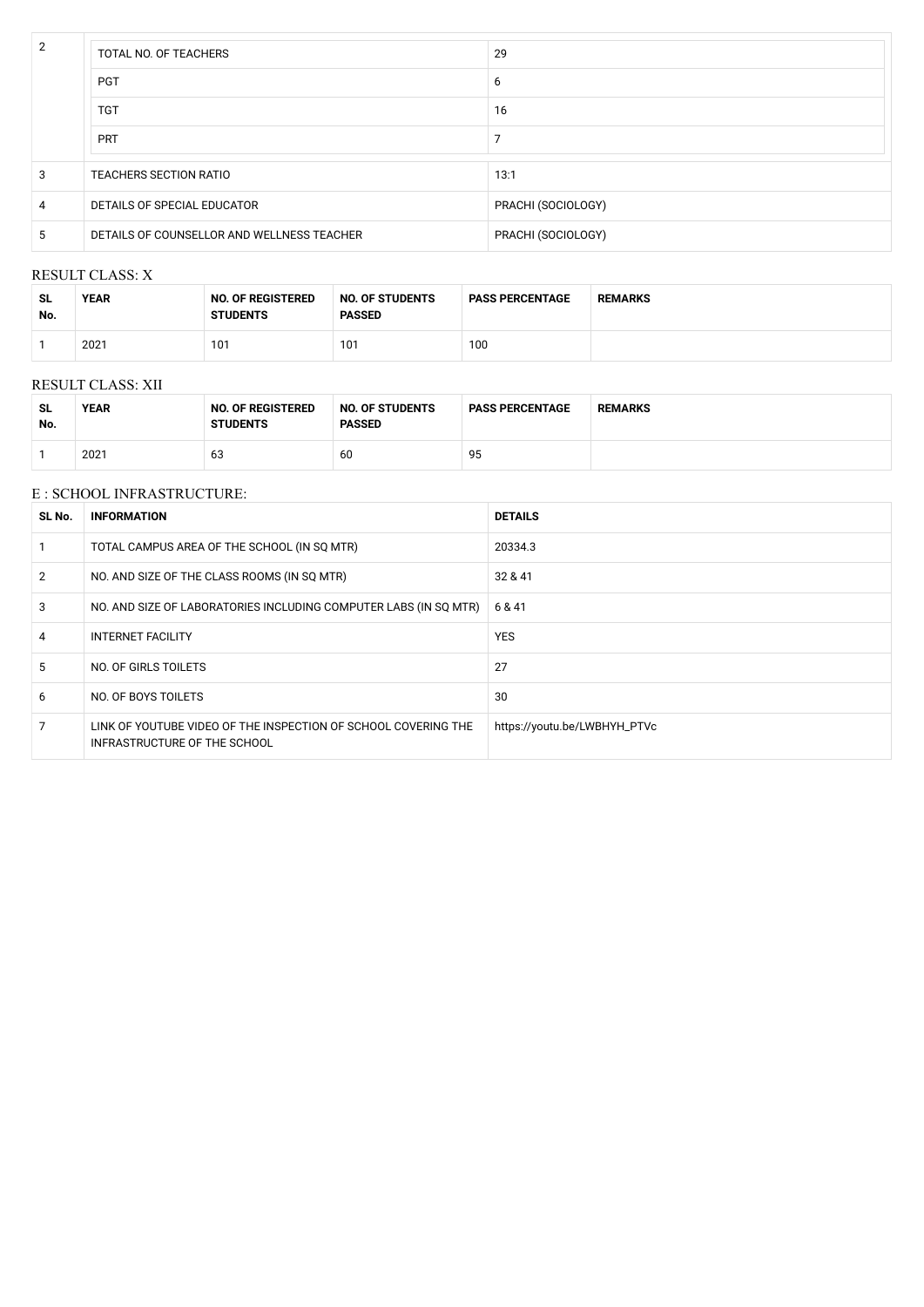| | | |
|---|---|---|
| 2 | TOTAL NO. OF TEACHERS | 29 |
| | PGT | 6 |
| | TGT | 16 |
| | PRT | 7 |
| 3 | TEACHERS SECTION RATIO | 13:1 |
| 4 | DETAILS OF SPECIAL EDUCATOR | PRACHI (SOCIOLOGY) |
| 5 | DETAILS OF COUNSELLOR AND WELLNESS TEACHER | PRACHI (SOCIOLOGY) |

## RESULT CLASS: X

| SL No. | YEAR | NO. OF REGISTERED STUDENTS | NO. OF STUDENTS PASSED | PASS PERCENTAGE | REMARKS |
|---|---|---|---|---|---|
| 1 | 2021 | 101 | 101 | 100 | |

## RESULT CLASS: XII

| SL No. | YEAR | NO. OF REGISTERED STUDENTS | NO. OF STUDENTS PASSED | PASS PERCENTAGE | REMARKS |
|---|---|---|---|---|---|
| 1 | 2021 | 63 | 60 | 95 | |

## E : SCHOOL INFRASTRUCTURE:

| SL No. | INFORMATION | DETAILS |
|---|---|---|
| 1 | TOTAL CAMPUS AREA OF THE SCHOOL (IN SQ MTR) | 20334.3 |
| 2 | NO. AND SIZE OF THE CLASS ROOMS (IN SQ MTR) | 32 & 41 |
| 3 | NO. AND SIZE OF LABORATORIES INCLUDING COMPUTER LABS (IN SQ MTR) | 6 & 41 |
| 4 | INTERNET FACILITY | YES |
| 5 | NO. OF GIRLS TOILETS | 27 |
| 6 | NO. OF BOYS TOILETS | 30 |
| 7 | LINK OF YOUTUBE VIDEO OF THE INSPECTION OF SCHOOL COVERING THE INFRASTRUCTURE OF THE SCHOOL | https://youtu.be/LWBHYH_PTVc |